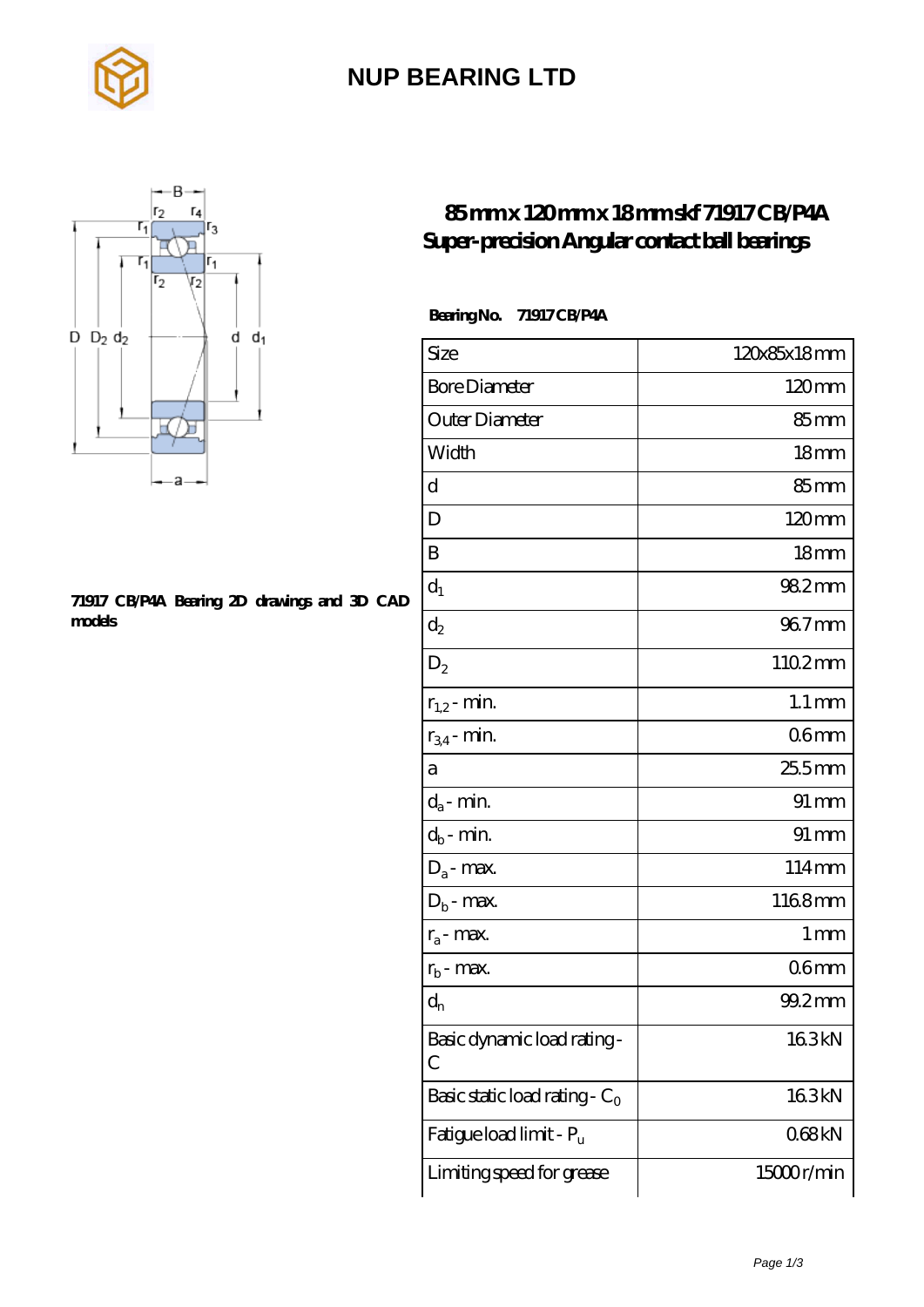# NUP BEARING LTD

## 85 mm x 120 mm x 18 mm skf 71917 CB/P4A Super-precision Angular contact ball bearings

71917 CB/P4A Bearing 2D drawings and 3D CAD models

**Bearing No.** 71917 CB/P4A

| | |
|---|---|
| Size | 120x85x18 mm |
| Bore Diameter | 120 mm |
| Outer Diameter | 85 mm |
| Width | 18 mm |
| d | 85 mm |
| D | 120 mm |
| B | 18 mm |
| $d_1$ | 98.2 mm |
| $d_2$ | 96.7 mm |
| $D_2$ | 110.2 mm |
| $r_{1,2}$ - min. | 1.1 mm |
| $r_{3,4}$ - min. | 0.6 mm |
| a | 25.5 mm |
| $d_a$ - min. | 91 mm |
| $d_b$ - min. | 91 mm |
| $D_a$ - max. | 114 mm |
| $D_b$ - max. | 116.8 mm |
| $r_a$ - max. | 1 mm |
| $r_b$ - max. | 0.6 mm |
| $d_n$ | 99.2 mm |
| Basic dynamic load rating - C | 16.3 kN |
| Basic static load rating - $C_0$ | 16.3 kN |
| Fatigue load limit - $P_u$ | 0.68 kN |
| Limiting speed for grease | 15000 r/min |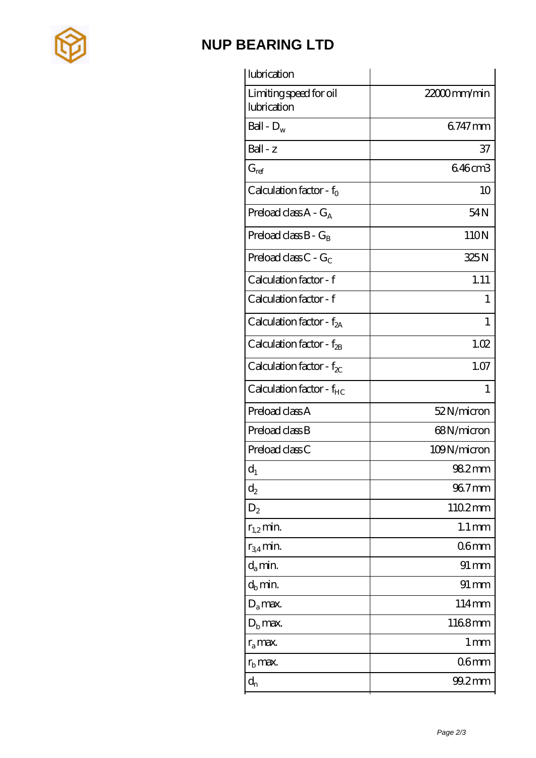| lubrication | |
|---|---|
| Limiting speed for oil lubrication | 22000 mm/min |
| Ball - $D_w$ | 6.747 mm |
| Ball - z | 37 |
| $G_{ref}$ | 6.46 cm3 |
| Calculation factor - $f_0$ | 10 |
| Preload class A - $G_A$ | 54 N |
| Preload class B - $G_B$ | 110 N |
| Preload class C - $G_C$ | 325 N |
| Calculation factor - f | 1.11 |
| Calculation factor - f | 1 |
| Calculation factor - $f_{2A}$ | 1 |
| Calculation factor - $f_{2B}$ | 1.02 |
| Calculation factor - $f_{2C}$ | 1.07 |
| Calculation factor - $f_{HC}$ | 1 |
| Preload class A | 52 N/micron |
| Preload class B | 68 N/micron |
| Preload class C | 109 N/micron |
| $d_1$ | 98.2 mm |
| $d_2$ | 96.7 mm |
| $D_2$ | 110.2 mm |
| $r_{1,2}$ min. | 1.1 mm |
| $r_{3,4}$ min. | 0.6 mm |
| $d_a$ min. | 91 mm |
| $d_b$ min. | 91 mm |
| $D_a$ max. | 114 mm |
| $D_b$ max. | 116.8 mm |
| $r_a$ max. | 1 mm |
| $r_b$ max. | 0.6 mm |
| $d_n$ | 99.2 mm |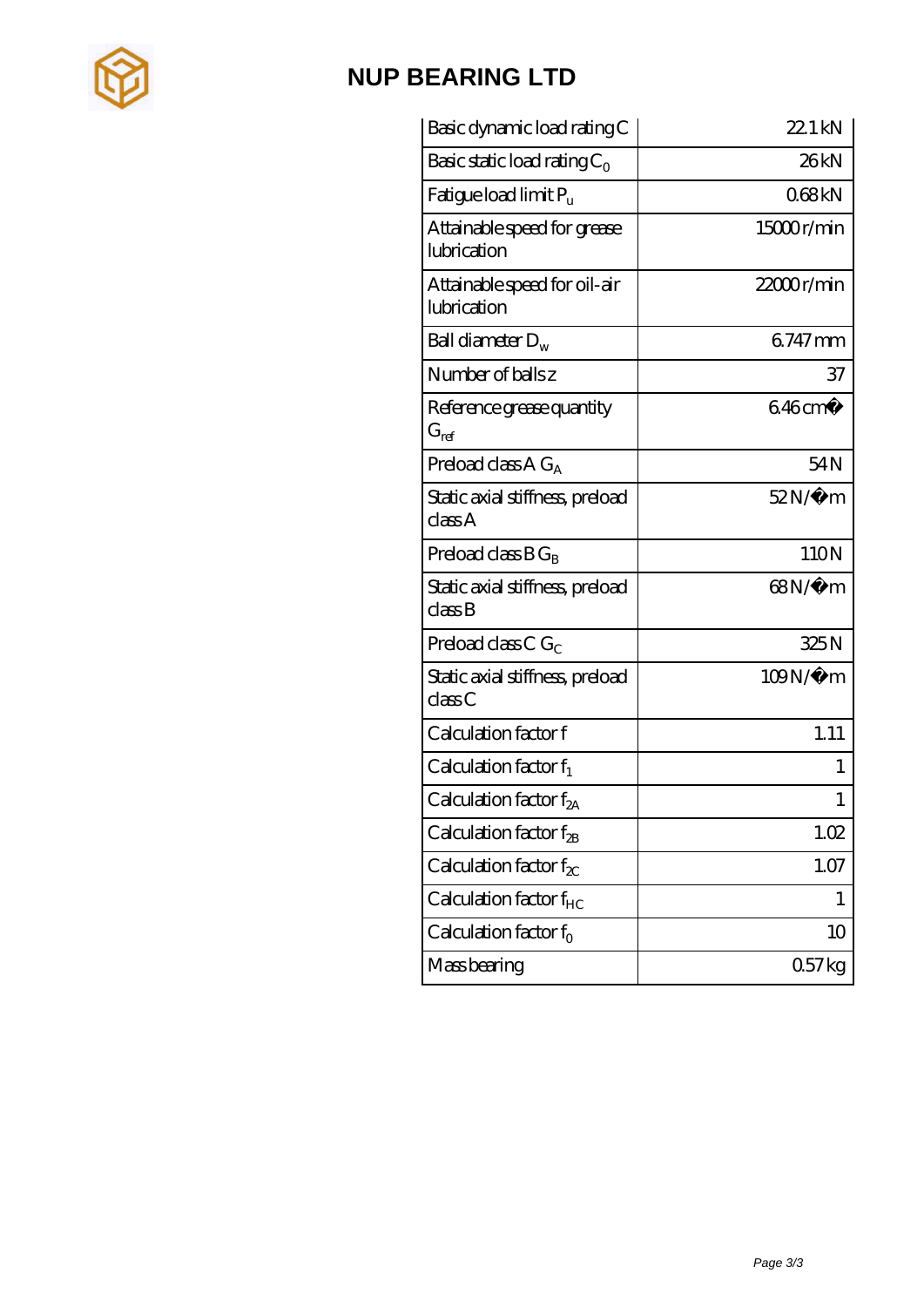# NUP BEARING LTD

| | |
|---|---|
| Basic dynamic load rating C | 22.1 kN |
| Basic static load rating $C_0$ | 26 kN |
| Fatigue load limit $P_u$ | 0.68 kN |
| Attainable speed for grease lubrication | 15000 r/min |
| Attainable speed for oil-air lubrication | 22000 r/min |
| Ball diameter $D_w$ | 6.747 mm |
| Number of balls z | 37 |
| Reference grease quantity $G_{ref}$ | 6.46 cm� |
| Preload class A $G_A$ | 54 N |
| Static axial stiffness, preload class A | 52 N/�m |
| Preload class B $G_B$ | 110 N |
| Static axial stiffness, preload class B | 68 N/�m |
| Preload class C $G_C$ | 325 N |
| Static axial stiffness, preload class C | 109 N/�m |
| Calculation factor f | 1.11 |
| Calculation factor $f_1$ | 1 |
| Calculation factor $f_{2A}$ | 1 |
| Calculation factor $f_{2B}$ | 1.02 |
| Calculation factor $f_{2C}$ | 1.07 |
| Calculation factor $f_{HC}$ | 1 |
| Calculation factor $f_0$ | 10 |
| Mass bearing | 0.57 kg |